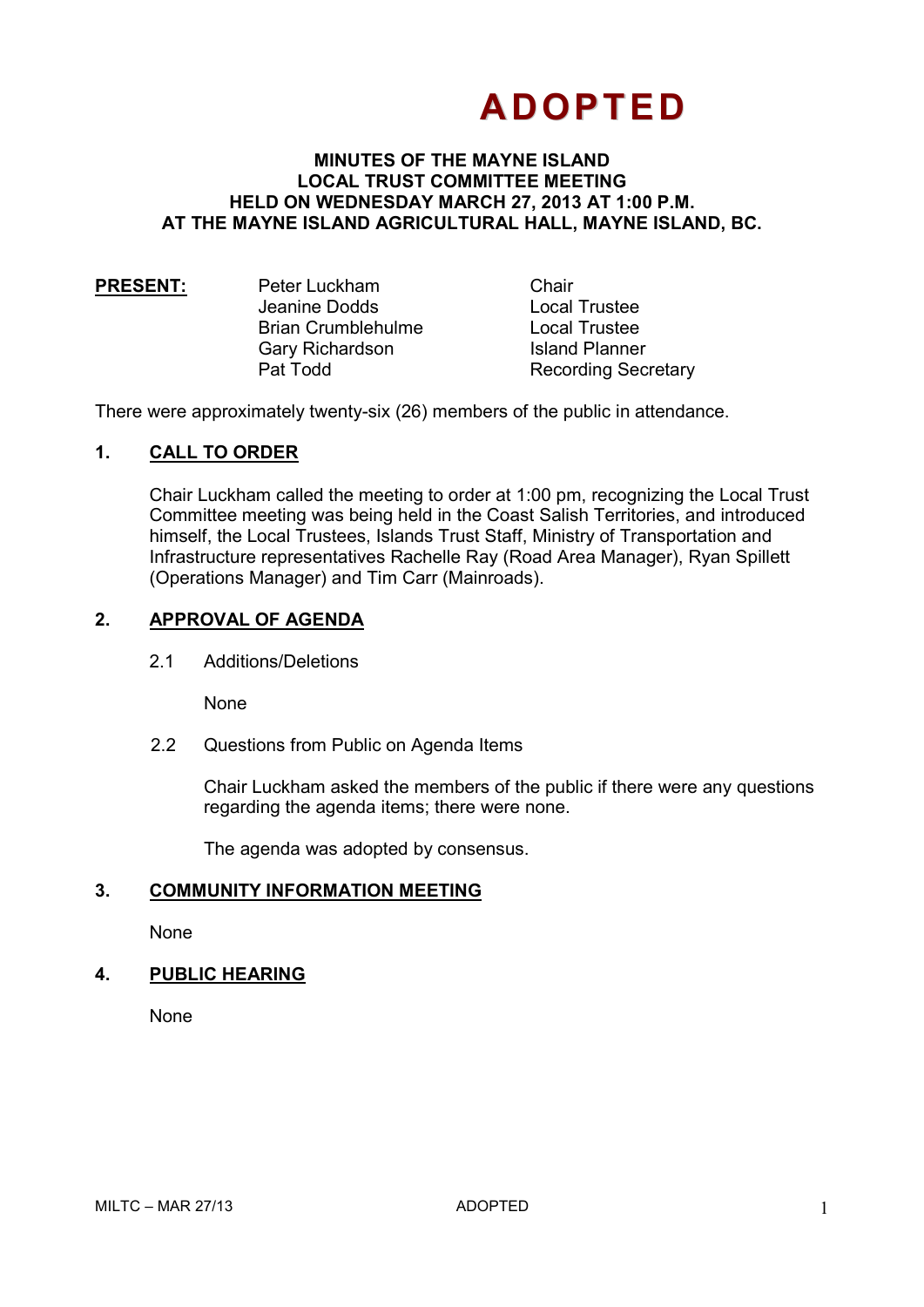# ADOPTED

**MINUTES OF THE MAYNE ISLAND LOCAL TRUST COMMITTEE MEETING HELD ON WEDNESDAY MARCH 27, 2013 AT 1:00 P.M. AT THE MAYNE ISLAND AGRICULTURAL HALL, MAYNE ISLAND, BC.**

| **PRESENT:** | Peter Luckham | Chair |
|---|---|---|
| | Jeanine Dodds | Local Trustee |
| | Brian Crumblehulme | Local Trustee |
| | Gary Richardson | Island Planner |
| | Pat Todd | Recording Secretary |

There were approximately twenty-six (26) members of the public in attendance.

## 1. CALL TO ORDER

Chair Luckham called the meeting to order at 1:00 pm, recognizing the Local Trust Committee meeting was being held in the Coast Salish Territories, and introduced himself, the Local Trustees, Islands Trust Staff, Ministry of Transportation and Infrastructure representatives Rachelle Ray (Road Area Manager), Ryan Spillett (Operations Manager) and Tim Carr (Mainroads).

## 2. APPROVAL OF AGENDA

2.1 Additions/Deletions

None

2.2 Questions from Public on Agenda Items

Chair Luckham asked the members of the public if there were any questions regarding the agenda items; there were none.

The agenda was adopted by consensus.

## 3. COMMUNITY INFORMATION MEETING

None

## 4. PUBLIC HEARING

None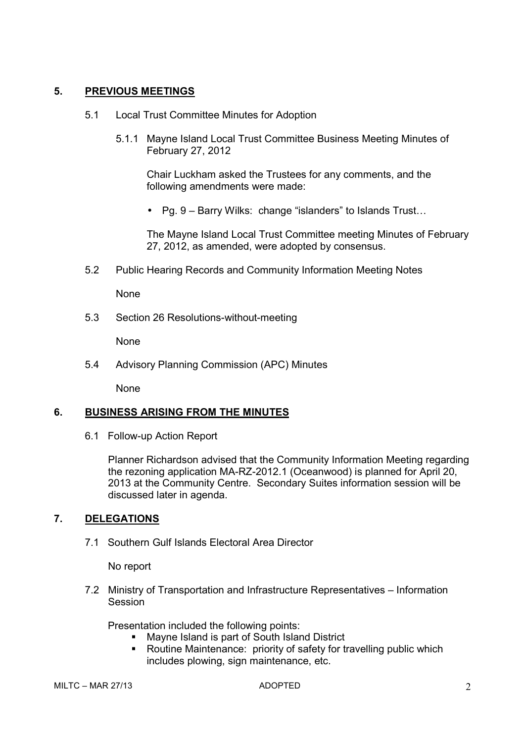## 5. PREVIOUS MEETINGS

5.1 Local Trust Committee Minutes for Adoption

5.1.1 Mayne Island Local Trust Committee Business Meeting Minutes of February 27, 2012

Chair Luckham asked the Trustees for any comments, and the following amendments were made:

- Pg. 9 – Barry Wilks: change "islanders" to Islands Trust…

The Mayne Island Local Trust Committee meeting Minutes of February 27, 2012, as amended, were adopted by consensus.

5.2 Public Hearing Records and Community Information Meeting Notes

None

5.3 Section 26 Resolutions-without-meeting

None

5.4 Advisory Planning Commission (APC) Minutes

None

## 6. BUSINESS ARISING FROM THE MINUTES

6.1 Follow-up Action Report

Planner Richardson advised that the Community Information Meeting regarding the rezoning application MA-RZ-2012.1 (Oceanwood) is planned for April 20, 2013 at the Community Centre. Secondary Suites information session will be discussed later in agenda.

## 7. DELEGATIONS

7.1 Southern Gulf Islands Electoral Area Director

No report

7.2 Ministry of Transportation and Infrastructure Representatives – Information Session

Presentation included the following points:

- Mayne Island is part of South Island District
- Routine Maintenance: priority of safety for travelling public which includes plowing, sign maintenance, etc.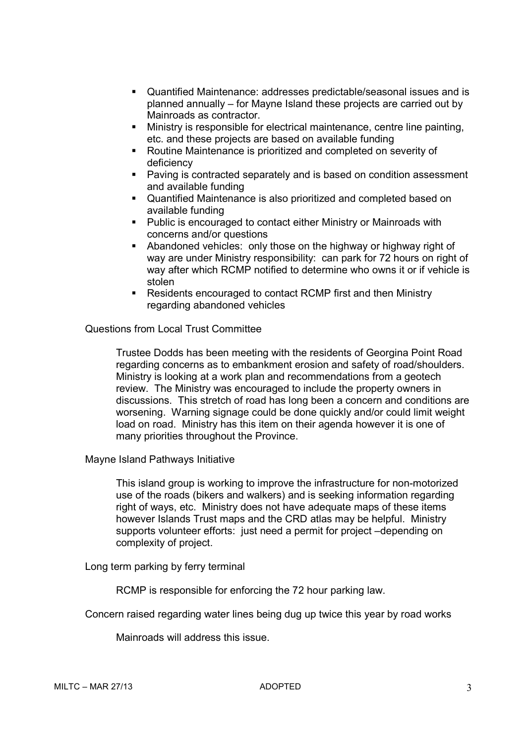- Quantified Maintenance: addresses predictable/seasonal issues and is planned annually – for Mayne Island these projects are carried out by Mainroads as contractor.
- Ministry is responsible for electrical maintenance, centre line painting, etc. and these projects are based on available funding
- Routine Maintenance is prioritized and completed on severity of deficiency
- Paving is contracted separately and is based on condition assessment and available funding
- Quantified Maintenance is also prioritized and completed based on available funding
- Public is encouraged to contact either Ministry or Mainroads with concerns and/or questions
- Abandoned vehicles: only those on the highway or highway right of way are under Ministry responsibility: can park for 72 hours on right of way after which RCMP notified to determine who owns it or if vehicle is stolen
- Residents encouraged to contact RCMP first and then Ministry regarding abandoned vehicles

Questions from Local Trust Committee

Trustee Dodds has been meeting with the residents of Georgina Point Road regarding concerns as to embankment erosion and safety of road/shoulders. Ministry is looking at a work plan and recommendations from a geotech review. The Ministry was encouraged to include the property owners in discussions. This stretch of road has long been a concern and conditions are worsening. Warning signage could be done quickly and/or could limit weight load on road. Ministry has this item on their agenda however it is one of many priorities throughout the Province.

Mayne Island Pathways Initiative

This island group is working to improve the infrastructure for non-motorized use of the roads (bikers and walkers) and is seeking information regarding right of ways, etc. Ministry does not have adequate maps of these items however Islands Trust maps and the CRD atlas may be helpful. Ministry supports volunteer efforts: just need a permit for project –depending on complexity of project.

Long term parking by ferry terminal

RCMP is responsible for enforcing the 72 hour parking law.

Concern raised regarding water lines being dug up twice this year by road works

Mainroads will address this issue.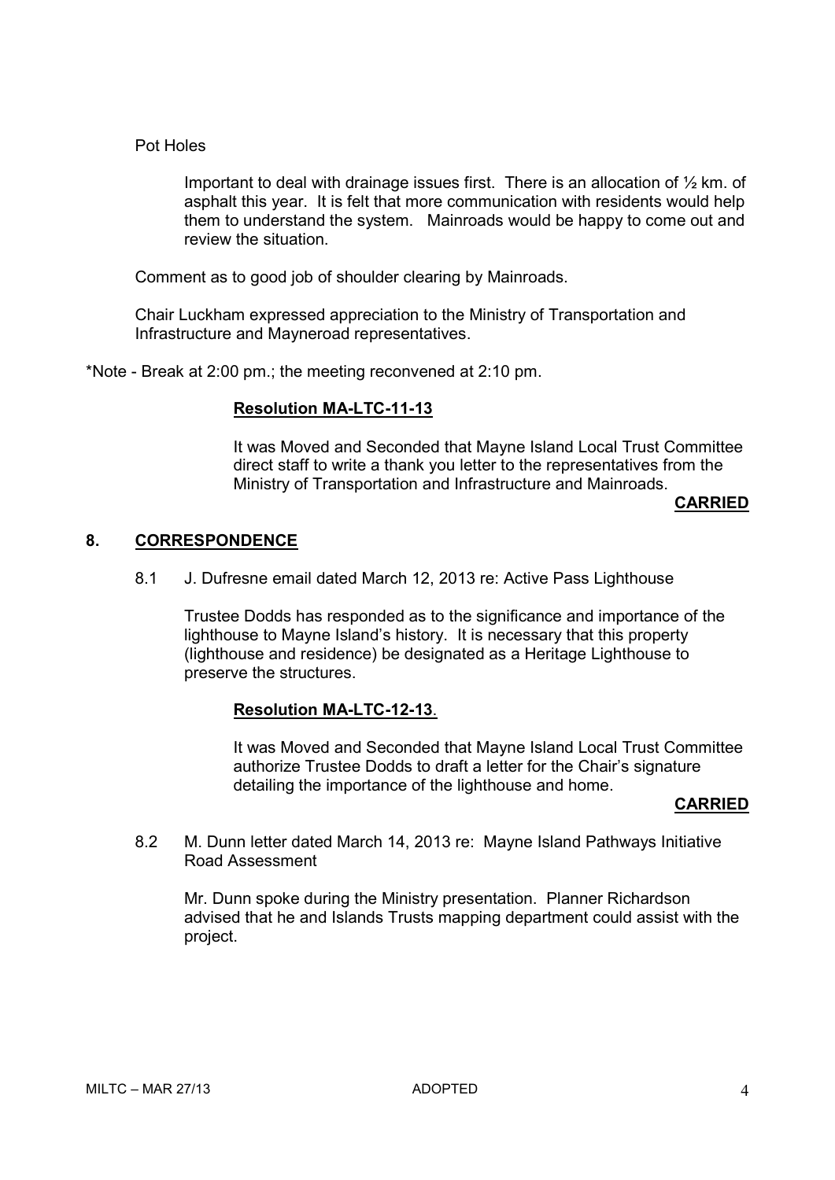Pot Holes

Important to deal with drainage issues first. There is an allocation of ½ km. of asphalt this year. It is felt that more communication with residents would help them to understand the system. Mainroads would be happy to come out and review the situation.

Comment as to good job of shoulder clearing by Mainroads.

Chair Luckham expressed appreciation to the Ministry of Transportation and Infrastructure and Mayneroad representatives.

*Note - Break at 2:00 pm.; the meeting reconvened at 2:10 pm.

**Resolution MA-LTC-11-13**

It was Moved and Seconded that Mayne Island Local Trust Committee direct staff to write a thank you letter to the representatives from the Ministry of Transportation and Infrastructure and Mainroads.

**CARRIED**

## 8. CORRESPONDENCE

8.1 J. Dufresne email dated March 12, 2013 re: Active Pass Lighthouse

Trustee Dodds has responded as to the significance and importance of the lighthouse to Mayne Island's history. It is necessary that this property (lighthouse and residence) be designated as a Heritage Lighthouse to preserve the structures.

**Resolution MA-LTC-12-13**.

It was Moved and Seconded that Mayne Island Local Trust Committee authorize Trustee Dodds to draft a letter for the Chair's signature detailing the importance of the lighthouse and home.

**CARRIED**

8.2 M. Dunn letter dated March 14, 2013 re: Mayne Island Pathways Initiative Road Assessment

Mr. Dunn spoke during the Ministry presentation. Planner Richardson advised that he and Islands Trusts mapping department could assist with the project.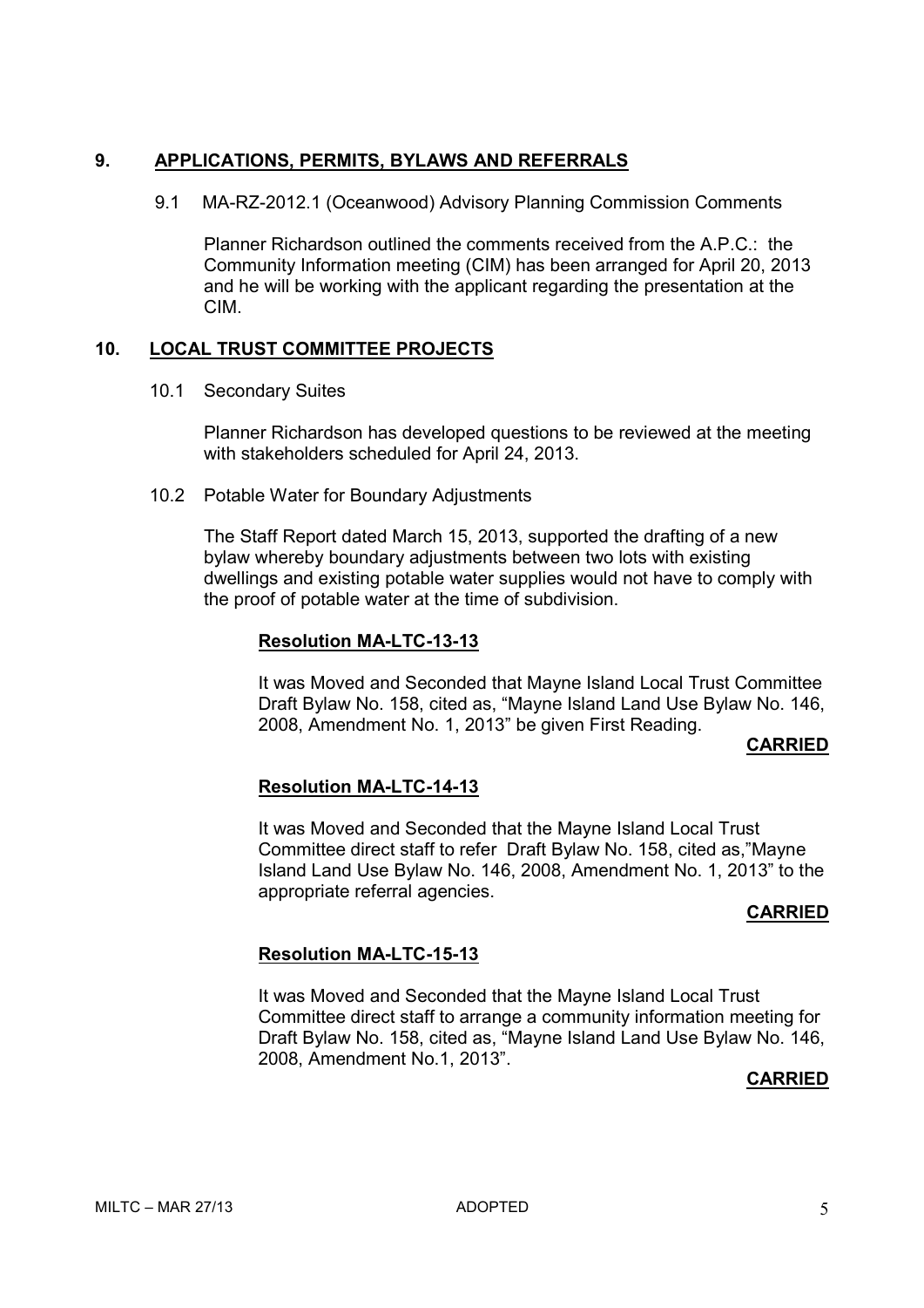## 9. APPLICATIONS, PERMITS, BYLAWS AND REFERRALS

### 9.1 MA-RZ-2012.1 (Oceanwood) Advisory Planning Commission Comments

Planner Richardson outlined the comments received from the A.P.C.: the Community Information meeting (CIM) has been arranged for April 20, 2013 and he will be working with the applicant regarding the presentation at the CIM.

## 10. LOCAL TRUST COMMITTEE PROJECTS

### 10.1 Secondary Suites

Planner Richardson has developed questions to be reviewed at the meeting with stakeholders scheduled for April 24, 2013.

### 10.2 Potable Water for Boundary Adjustments

The Staff Report dated March 15, 2013, supported the drafting of a new bylaw whereby boundary adjustments between two lots with existing dwellings and existing potable water supplies would not have to comply with the proof of potable water at the time of subdivision.

**Resolution MA-LTC-13-13**

It was Moved and Seconded that Mayne Island Local Trust Committee Draft Bylaw No. 158, cited as, "Mayne Island Land Use Bylaw No. 146, 2008, Amendment No. 1, 2013" be given First Reading.

**CARRIED**

**Resolution MA-LTC-14-13**

It was Moved and Seconded that the Mayne Island Local Trust Committee direct staff to refer Draft Bylaw No. 158, cited as,"Mayne Island Land Use Bylaw No. 146, 2008, Amendment No. 1, 2013" to the appropriate referral agencies.

**CARRIED**

**Resolution MA-LTC-15-13**

It was Moved and Seconded that the Mayne Island Local Trust Committee direct staff to arrange a community information meeting for Draft Bylaw No. 158, cited as, "Mayne Island Land Use Bylaw No. 146, 2008, Amendment No.1, 2013".

**CARRIED**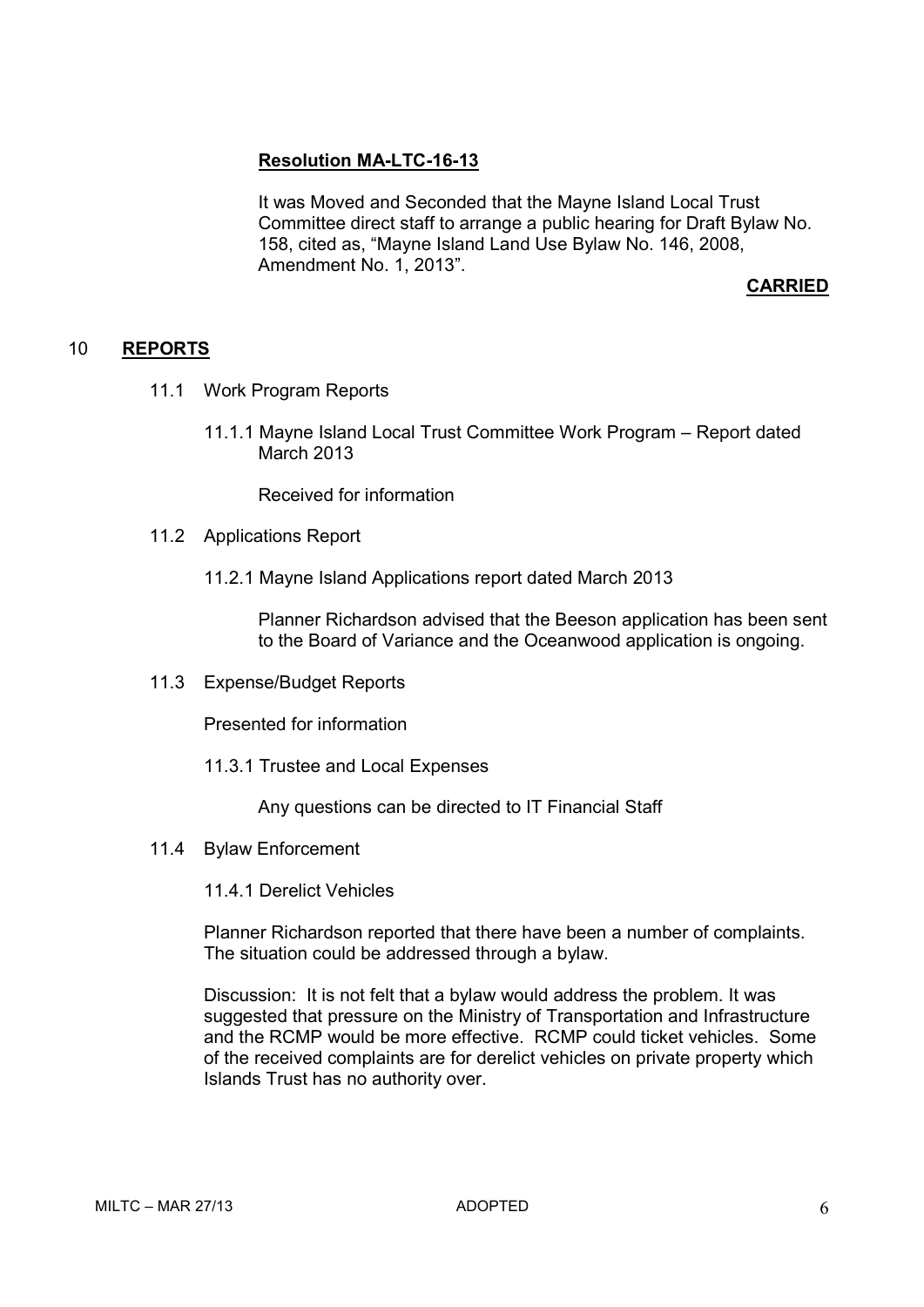**Resolution MA-LTC-16-13**

It was Moved and Seconded that the Mayne Island Local Trust Committee direct staff to arrange a public hearing for Draft Bylaw No. 158, cited as, "Mayne Island Land Use Bylaw No. 146, 2008, Amendment No. 1, 2013".

**CARRIED**

## 10 REPORTS

11.1 Work Program Reports

11.1.1 Mayne Island Local Trust Committee Work Program – Report dated March 2013

Received for information

11.2 Applications Report

11.2.1 Mayne Island Applications report dated March 2013

Planner Richardson advised that the Beeson application has been sent to the Board of Variance and the Oceanwood application is ongoing.

11.3 Expense/Budget Reports

Presented for information

11.3.1 Trustee and Local Expenses

Any questions can be directed to IT Financial Staff

11.4 Bylaw Enforcement

11.4.1 Derelict Vehicles

Planner Richardson reported that there have been a number of complaints. The situation could be addressed through a bylaw.

Discussion: It is not felt that a bylaw would address the problem. It was suggested that pressure on the Ministry of Transportation and Infrastructure and the RCMP would be more effective. RCMP could ticket vehicles. Some of the received complaints are for derelict vehicles on private property which Islands Trust has no authority over.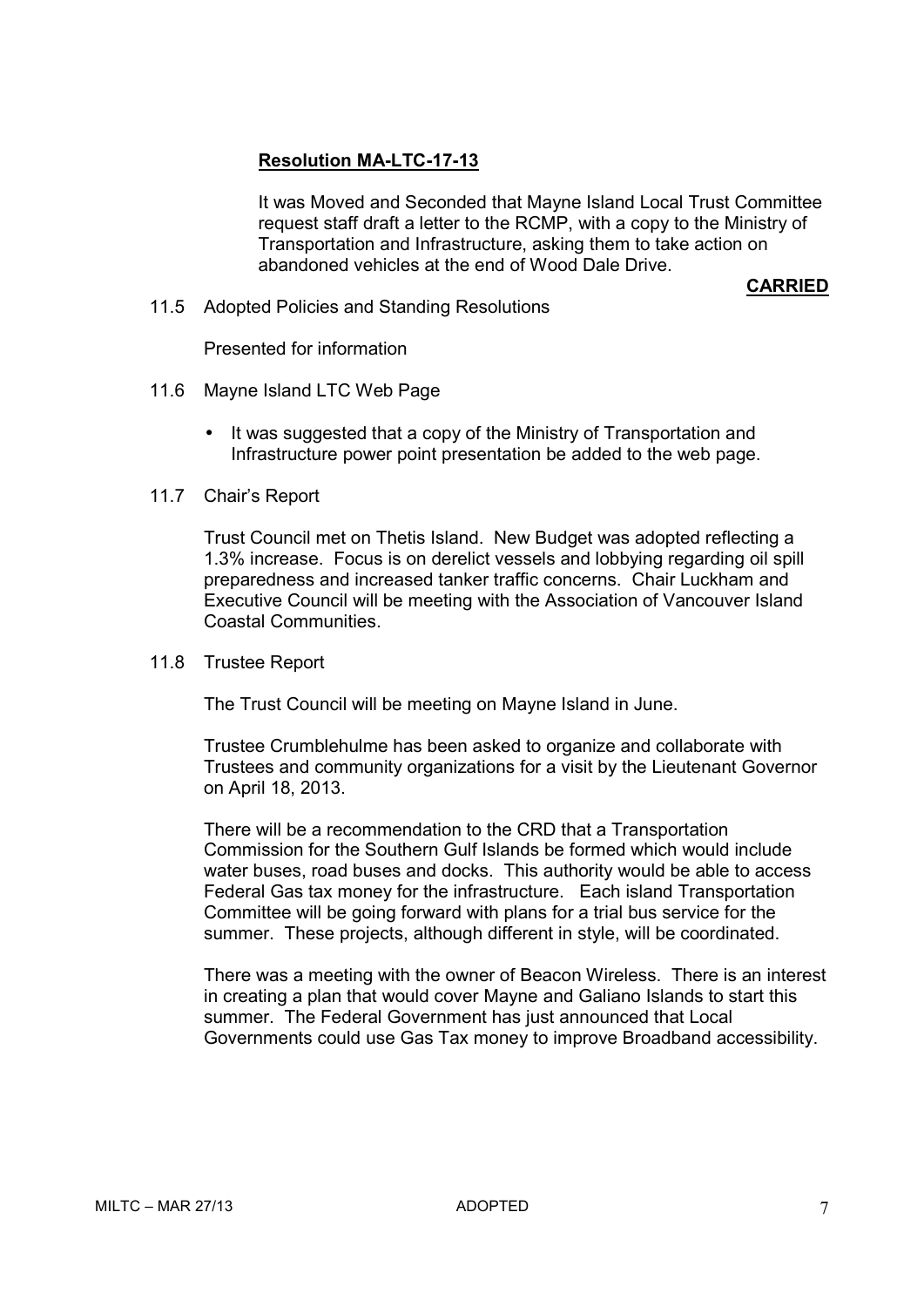**Resolution MA-LTC-17-13**

It was Moved and Seconded that Mayne Island Local Trust Committee request staff draft a letter to the RCMP, with a copy to the Ministry of Transportation and Infrastructure, asking them to take action on abandoned vehicles at the end of Wood Dale Drive.

**CARRIED**

11.5 Adopted Policies and Standing Resolutions

Presented for information

11.6 Mayne Island LTC Web Page

- It was suggested that a copy of the Ministry of Transportation and Infrastructure power point presentation be added to the web page.

11.7 Chair's Report

Trust Council met on Thetis Island. New Budget was adopted reflecting a 1.3% increase. Focus is on derelict vessels and lobbying regarding oil spill preparedness and increased tanker traffic concerns. Chair Luckham and Executive Council will be meeting with the Association of Vancouver Island Coastal Communities.

11.8 Trustee Report

The Trust Council will be meeting on Mayne Island in June.

Trustee Crumblehulme has been asked to organize and collaborate with Trustees and community organizations for a visit by the Lieutenant Governor on April 18, 2013.

There will be a recommendation to the CRD that a Transportation Commission for the Southern Gulf Islands be formed which would include water buses, road buses and docks. This authority would be able to access Federal Gas tax money for the infrastructure. Each island Transportation Committee will be going forward with plans for a trial bus service for the summer. These projects, although different in style, will be coordinated.

There was a meeting with the owner of Beacon Wireless. There is an interest in creating a plan that would cover Mayne and Galiano Islands to start this summer. The Federal Government has just announced that Local Governments could use Gas Tax money to improve Broadband accessibility.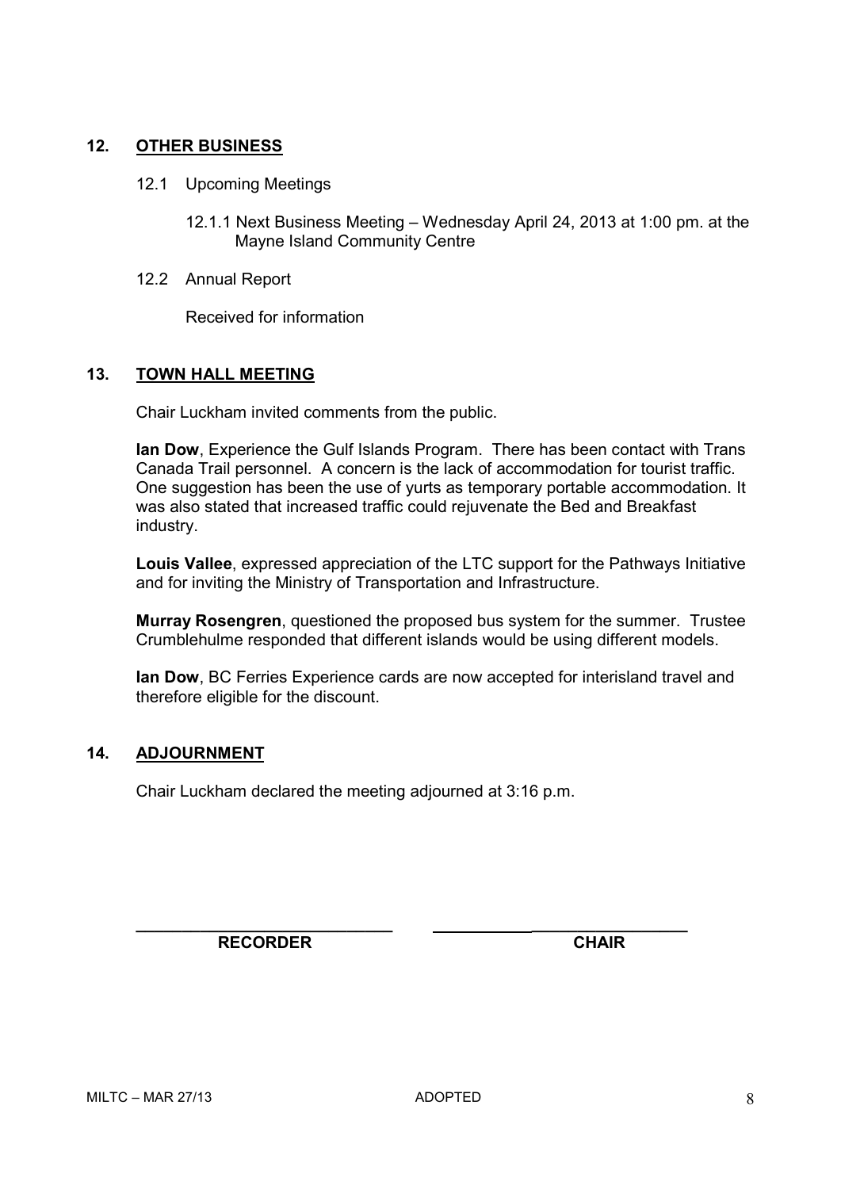## 12. OTHER BUSINESS

12.1 Upcoming Meetings

12.1.1 Next Business Meeting – Wednesday April 24, 2013 at 1:00 pm. at the Mayne Island Community Centre

12.2 Annual Report

Received for information

## 13. TOWN HALL MEETING

Chair Luckham invited comments from the public.

**Ian Dow**, Experience the Gulf Islands Program. There has been contact with Trans Canada Trail personnel. A concern is the lack of accommodation for tourist traffic. One suggestion has been the use of yurts as temporary portable accommodation. It was also stated that increased traffic could rejuvenate the Bed and Breakfast industry.

**Louis Vallee**, expressed appreciation of the LTC support for the Pathways Initiative and for inviting the Ministry of Transportation and Infrastructure.

**Murray Rosengren**, questioned the proposed bus system for the summer. Trustee Crumblehulme responded that different islands would be using different models.

**Ian Dow**, BC Ferries Experience cards are now accepted for interisland travel and therefore eligible for the discount.

## 14. ADJOURNMENT

Chair Luckham declared the meeting adjourned at 3:16 p.m.

______________________________ RECORDER

______________________________ CHAIR

MILTC – MAR 27/13 ADOPTED